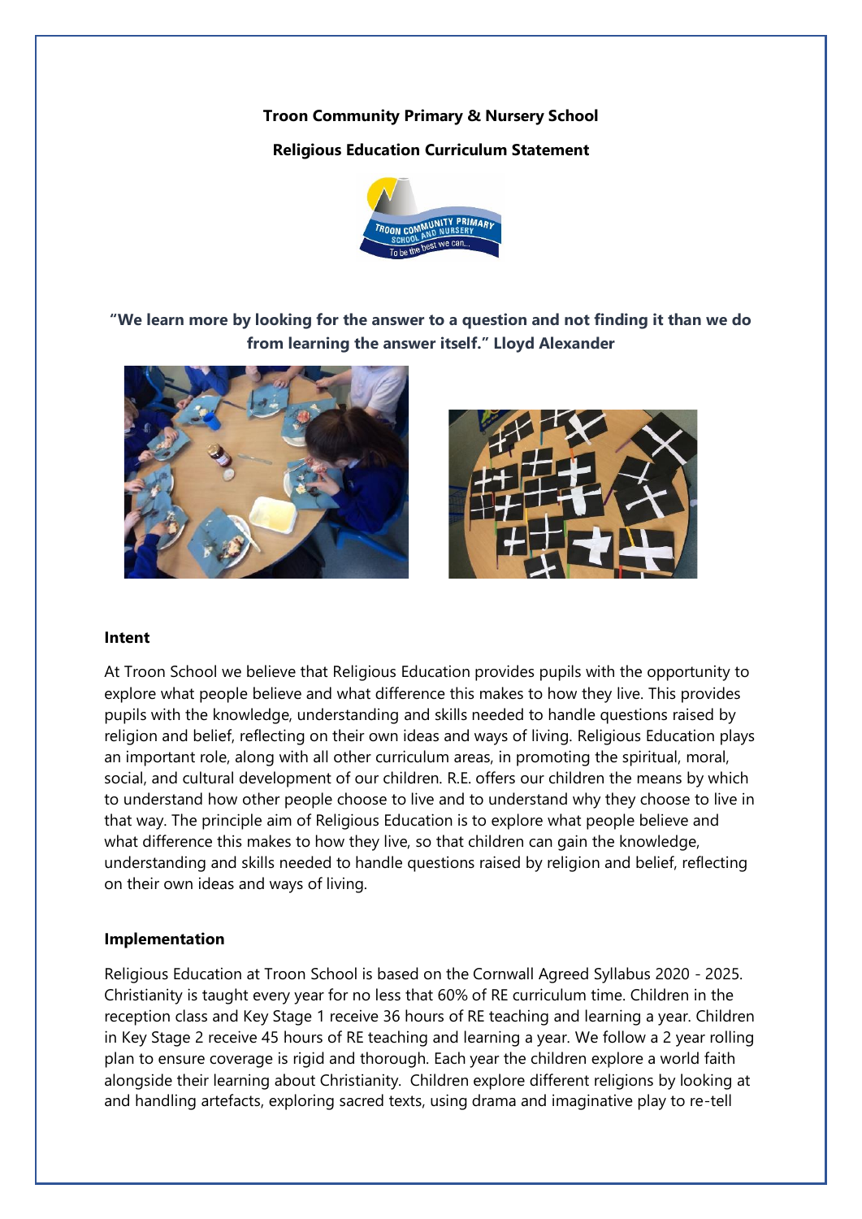**Troon Community Primary & Nursery School**

**Religious Education Curriculum Statement**

**"We learn more by looking for the answer to a question and not finding it than we do from learning the answer itself." Lloyd Alexander**

**Intent**

At Troon School we believe that Religious Education provides pupils with the opportunity to explore what people believe and what difference this makes to how they live. This provides pupils with the knowledge, understanding and skills needed to handle questions raised by religion and belief, reflecting on their own ideas and ways of living. Religious Education plays an important role, along with all other curriculum areas, in promoting the spiritual, moral, social, and cultural development of our children. R.E. offers our children the means by which to understand how other people choose to live and to understand why they choose to live in that way. The principle aim of Religious Education is to explore what people believe and what difference this makes to how they live, so that children can gain the knowledge, understanding and skills needed to handle questions raised by religion and belief, reflecting on their own ideas and ways of living.

**Implementation**

Religious Education at Troon School is based on the Cornwall Agreed Syllabus 2020 - 2025. Christianity is taught every year for no less that 60% of RE curriculum time. Children in the reception class and Key Stage 1 receive 36 hours of RE teaching and learning a year. Children in Key Stage 2 receive 45 hours of RE teaching and learning a year. We follow a 2 year rolling plan to ensure coverage is rigid and thorough. Each year the children explore a world faith alongside their learning about Christianity. Children explore different religions by looking at and handling artefacts, exploring sacred texts, using drama and imaginative play to re-tell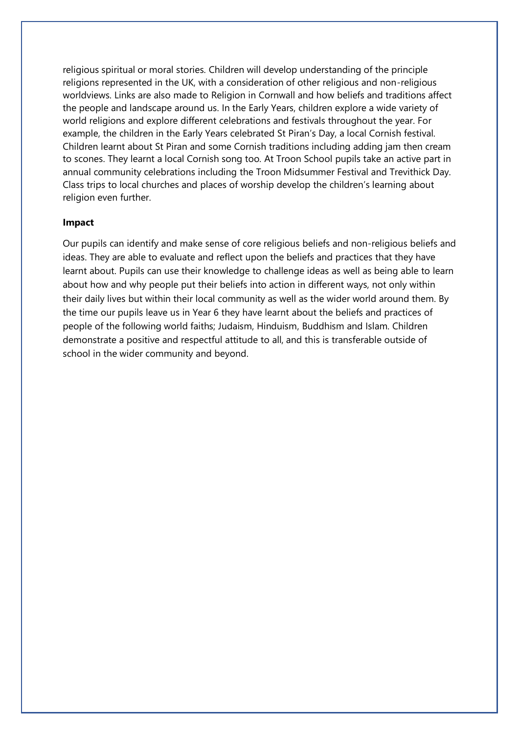religious spiritual or moral stories. Children will develop understanding of the principle religions represented in the UK, with a consideration of other religious and non-religious worldviews. Links are also made to Religion in Cornwall and how beliefs and traditions affect the people and landscape around us. In the Early Years, children explore a wide variety of world religions and explore different celebrations and festivals throughout the year. For example, the children in the Early Years celebrated St Piran's Day, a local Cornish festival. Children learnt about St Piran and some Cornish traditions including adding jam then cream to scones. They learnt a local Cornish song too. At Troon School pupils take an active part in annual community celebrations including the Troon Midsummer Festival and Trevithick Day. Class trips to local churches and places of worship develop the children's learning about religion even further.

**Impact**

Our pupils can identify and make sense of core religious beliefs and non-religious beliefs and ideas. They are able to evaluate and reflect upon the beliefs and practices that they have learnt about. Pupils can use their knowledge to challenge ideas as well as being able to learn about how and why people put their beliefs into action in different ways, not only within their daily lives but within their local community as well as the wider world around them. By the time our pupils leave us in Year 6 they have learnt about the beliefs and practices of people of the following world faiths; Judaism, Hinduism, Buddhism and Islam. Children demonstrate a positive and respectful attitude to all, and this is transferable outside of school in the wider community and beyond.